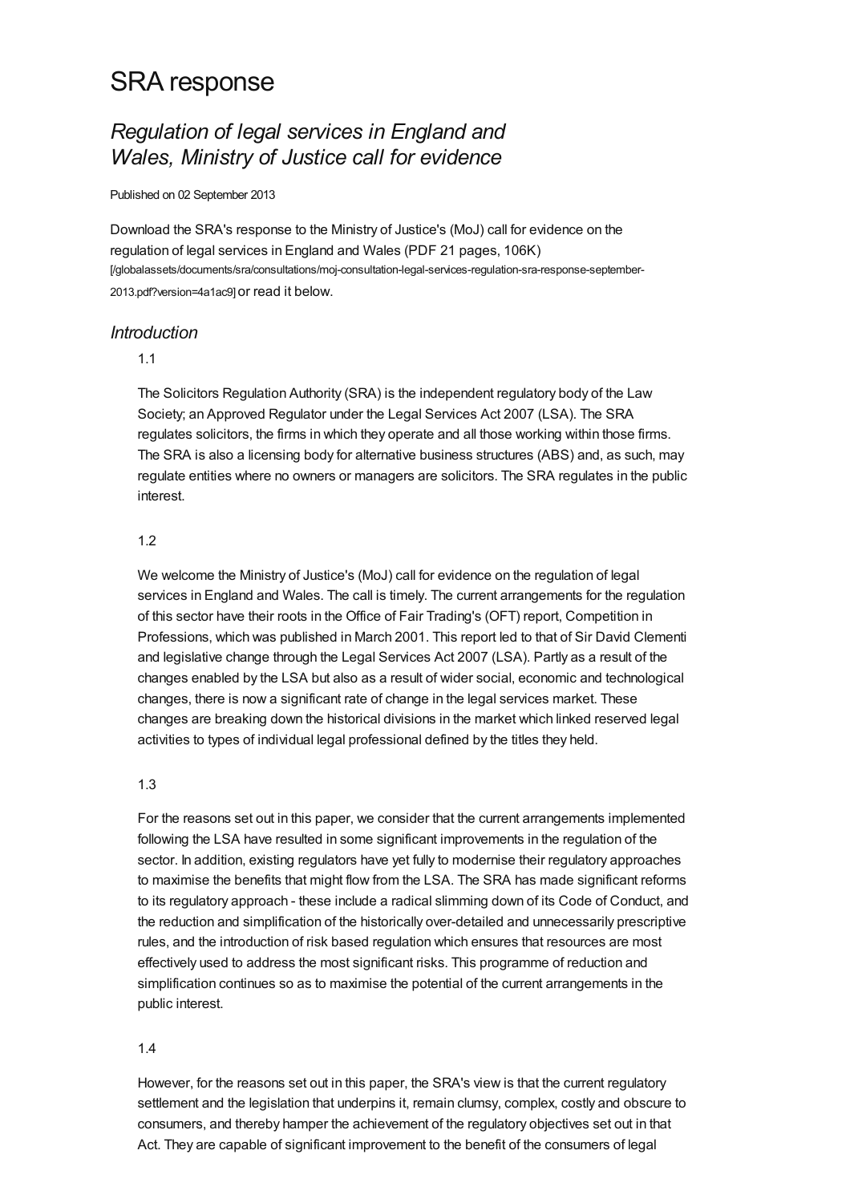# SRA response

## *Regulation of legal services in England and Wales, Ministry of Justice call for evidence*

Published on 02 September 2013

Download the SRA's response to the Ministry of Justice's (MoJ) call for evidence on the regulation of legal services in England and Wales (PDF 21 pages, 106K) [/globalassets/documents/sra/consultations/moj-consultation-legal-services-regulation-sra-response-september-2013.pdf?version=4a1ac9] or read it below.

### *Introduction*

1.1

The Solicitors Regulation Authority (SRA) is the independent regulatory body of the Law Society; an Approved Regulator under the Legal Services Act 2007 (LSA). The SRA regulates solicitors, the firms in which they operate and all those working within those firms. The SRA is also a licensing body for alternative business structures (ABS) and, as such, may regulate entities where no owners or managers are solicitors. The SRA regulates in the public interest.

1.2

We welcome the Ministry of Justice's (MoJ) call for evidence on the regulation of legal services in England and Wales. The call is timely. The current arrangements for the regulation of this sector have their roots in the Office of Fair Trading's (OFT) report, Competition in Professions, which was published in March 2001. This report led to that of Sir David Clementi and legislative change through the Legal Services Act 2007 (LSA). Partly as a result of the changes enabled by the LSA but also as a result of wider social, economic and technological changes, there is now a significant rate of change in the legal services market. These changes are breaking down the historical divisions in the market which linked reserved legal activities to types of individual legal professional defined by the titles they held.

1.3

For the reasons set out in this paper, we consider that the current arrangements implemented following the LSA have resulted in some significant improvements in the regulation of the sector. In addition, existing regulators have yet fully to modernise their regulatory approaches to maximise the benefits that might flow from the LSA. The SRA has made significant reforms to its regulatory approach - these include a radical slimming down of its Code of Conduct, and the reduction and simplification of the historically over-detailed and unnecessarily prescriptive rules, and the introduction of risk based regulation which ensures that resources are most effectively used to address the most significant risks. This programme of reduction and simplification continues so as to maximise the potential of the current arrangements in the public interest.

1.4

However, for the reasons set out in this paper, the SRA's view is that the current regulatory settlement and the legislation that underpins it, remain clumsy, complex, costly and obscure to consumers, and thereby hamper the achievement of the regulatory objectives set out in that Act. They are capable of significant improvement to the benefit of the consumers of legal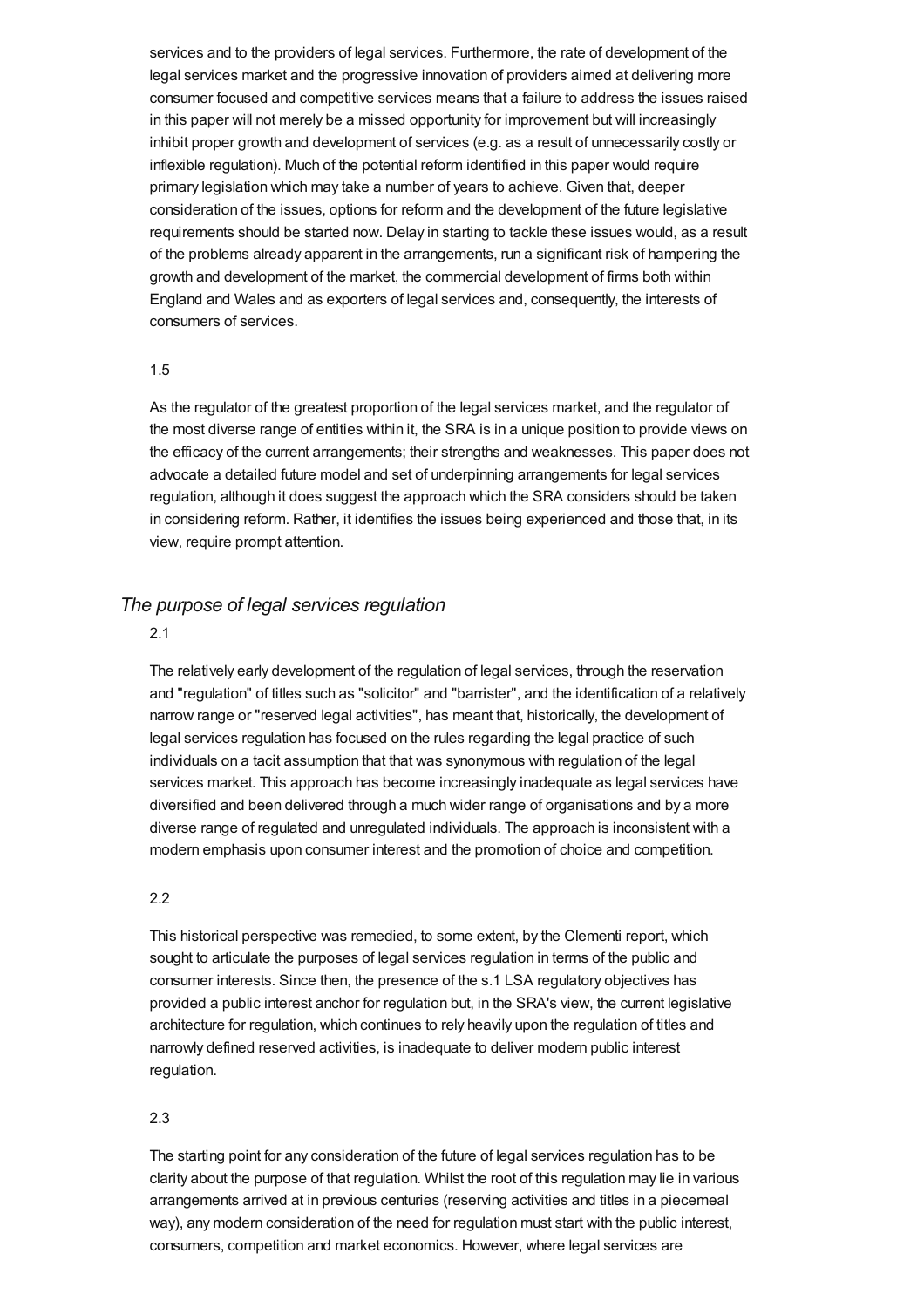services and to the providers of legal services. Furthermore, the rate of development of the legal services market and the progressive innovation of providers aimed at delivering more consumer focused and competitive services means that a failure to address the issues raised in this paper will not merely be a missed opportunity for improvement but will increasingly inhibit proper growth and development of services (e.g. as a result of unnecessarily costly or inflexible regulation). Much of the potential reform identified in this paper would require primary legislation which may take a number of years to achieve. Given that, deeper consideration of the issues, options for reform and the development of the future legislative requirements should be started now. Delay in starting to tackle these issues would, as a result of the problems already apparent in the arrangements, run a significant risk of hampering the growth and development of the market, the commercial development of firms both within England and Wales and as exporters of legal services and, consequently, the interests of consumers of services.

1.5

As the regulator of the greatest proportion of the legal services market, and the regulator of the most diverse range of entities within it, the SRA is in a unique position to provide views on the efficacy of the current arrangements; their strengths and weaknesses. This paper does not advocate a detailed future model and set of underpinning arrangements for legal services regulation, although it does suggest the approach which the SRA considers should be taken in considering reform. Rather, it identifies the issues being experienced and those that, in its view, require prompt attention.

## *The purpose of legal services regulation*

2.1

The relatively early development of the regulation of legal services, through the reservation and "regulation" of titles such as "solicitor" and "barrister", and the identification of a relatively narrow range or "reserved legal activities", has meant that, historically, the development of legal services regulation has focused on the rules regarding the legal practice of such individuals on a tacit assumption that that was synonymous with regulation of the legal services market. This approach has become increasingly inadequate as legal services have diversified and been delivered through a much wider range of organisations and by a more diverse range of regulated and unregulated individuals. The approach is inconsistent with a modern emphasis upon consumer interest and the promotion of choice and competition.

2.2

This historical perspective was remedied, to some extent, by the Clementi report, which sought to articulate the purposes of legal services regulation in terms of the public and consumer interests. Since then, the presence of the s.1 LSA regulatory objectives has provided a public interest anchor for regulation but, in the SRA's view, the current legislative architecture for regulation, which continues to rely heavily upon the regulation of titles and narrowly defined reserved activities, is inadequate to deliver modern public interest regulation.

2.3

The starting point for any consideration of the future of legal services regulation has to be clarity about the purpose of that regulation. Whilst the root of this regulation may lie in various arrangements arrived at in previous centuries (reserving activities and titles in a piecemeal way), any modern consideration of the need for regulation must start with the public interest, consumers, competition and market economics. However, where legal services are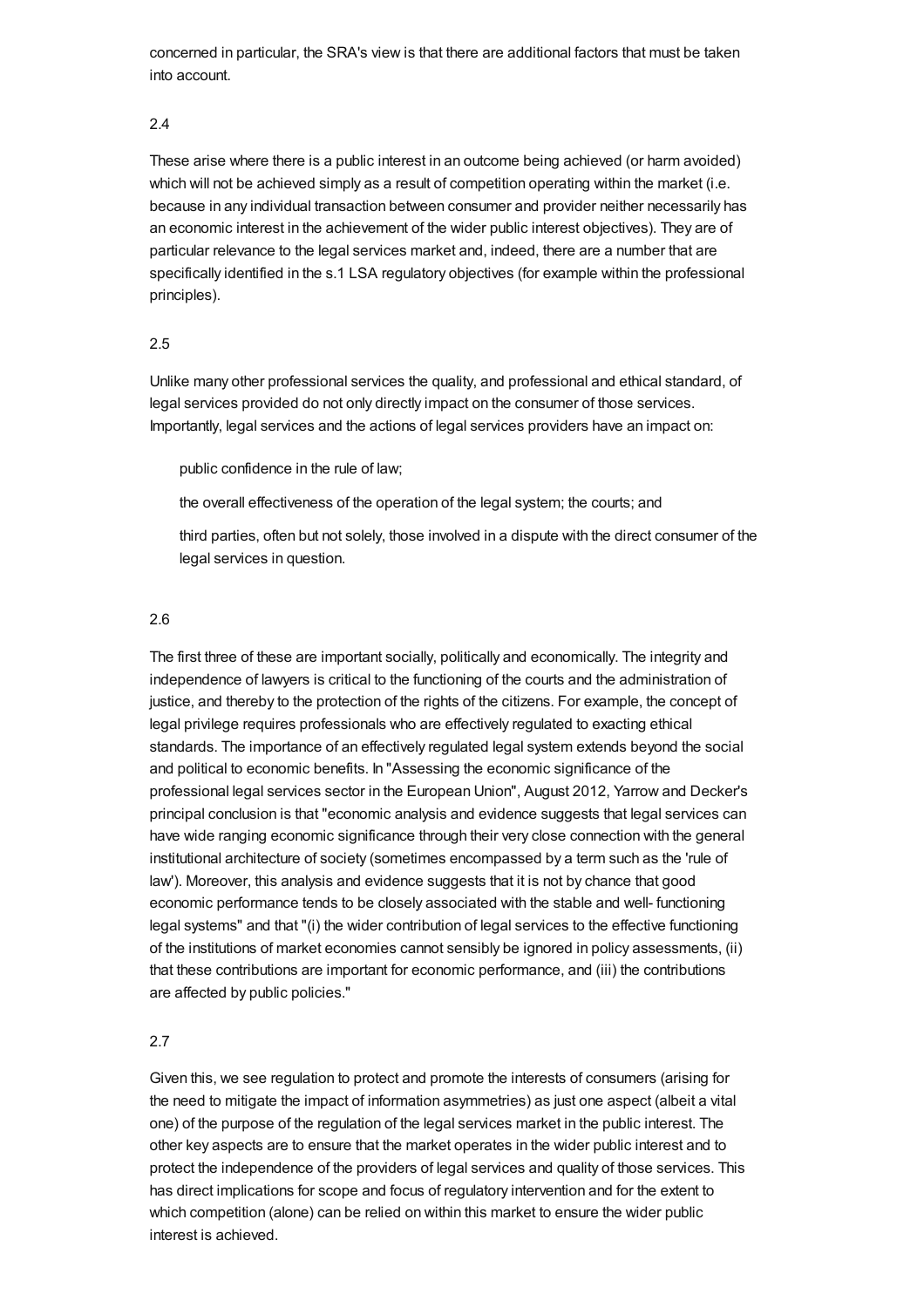concerned in particular, the SRA's view is that there are additional factors that must be taken into account.

2.4

These arise where there is a public interest in an outcome being achieved (or harm avoided) which will not be achieved simply as a result of competition operating within the market (i.e. because in any individual transaction between consumer and provider neither necessarily has an economic interest in the achievement of the wider public interest objectives). They are of particular relevance to the legal services market and, indeed, there are a number that are specifically identified in the s.1 LSA regulatory objectives (for example within the professional principles).

2.5

Unlike many other professional services the quality, and professional and ethical standard, of legal services provided do not only directly impact on the consumer of those services. Importantly, legal services and the actions of legal services providers have an impact on:

- public confidence in the rule of law;
- the overall effectiveness of the operation of the legal system; the courts; and
- third parties, often but not solely, those involved in a dispute with the direct consumer of the legal services in question.

2.6

The first three of these are important socially, politically and economically. The integrity and independence of lawyers is critical to the functioning of the courts and the administration of justice, and thereby to the protection of the rights of the citizens. For example, the concept of legal privilege requires professionals who are effectively regulated to exacting ethical standards. The importance of an effectively regulated legal system extends beyond the social and political to economic benefits. In "Assessing the economic significance of the professional legal services sector in the European Union", August 2012, Yarrow and Decker's principal conclusion is that "economic analysis and evidence suggests that legal services can have wide ranging economic significance through their very close connection with the general institutional architecture of society (sometimes encompassed by a term such as the 'rule of law'). Moreover, this analysis and evidence suggests that it is not by chance that good economic performance tends to be closely associated with the stable and well- functioning legal systems" and that "(i) the wider contribution of legal services to the effective functioning of the institutions of market economies cannot sensibly be ignored in policy assessments, (ii) that these contributions are important for economic performance, and (iii) the contributions are affected by public policies."

2.7

Given this, we see regulation to protect and promote the interests of consumers (arising for the need to mitigate the impact of information asymmetries) as just one aspect (albeit a vital one) of the purpose of the regulation of the legal services market in the public interest. The other key aspects are to ensure that the market operates in the wider public interest and to protect the independence of the providers of legal services and quality of those services. This has direct implications for scope and focus of regulatory intervention and for the extent to which competition (alone) can be relied on within this market to ensure the wider public interest is achieved.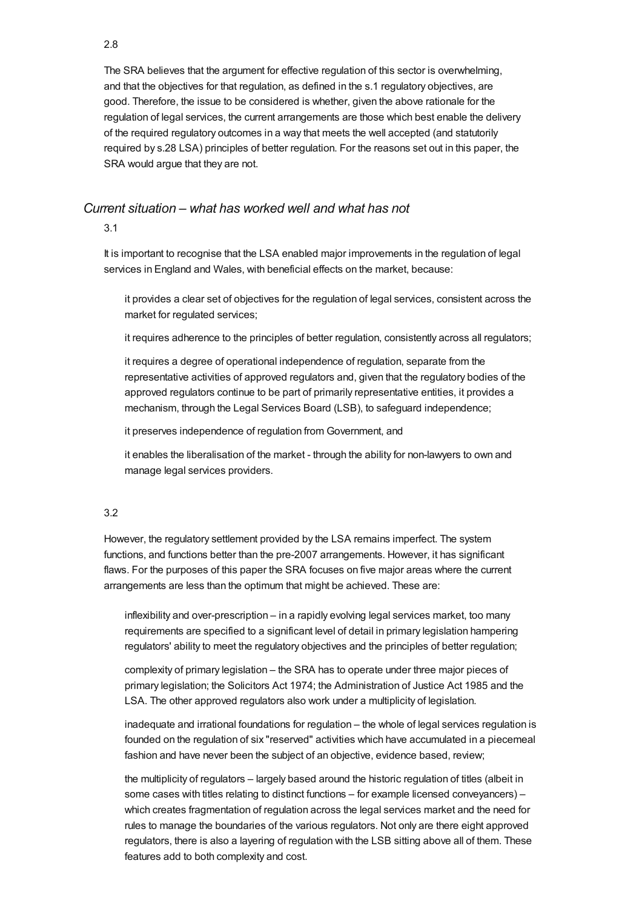2.8

The SRA believes that the argument for effective regulation of this sector is overwhelming, and that the objectives for that regulation, as defined in the s.1 regulatory objectives, are good. Therefore, the issue to be considered is whether, given the above rationale for the regulation of legal services, the current arrangements are those which best enable the delivery of the required regulatory outcomes in a way that meets the well accepted (and statutorily required by s.28 LSA) principles of better regulation. For the reasons set out in this paper, the SRA would argue that they are not.

## *Current situation – what has worked well and what has not*

3.1

It is important to recognise that the LSA enabled major improvements in the regulation of legal services in England and Wales, with beneficial effects on the market, because:

- it provides a clear set of objectives for the regulation of legal services, consistent across the market for regulated services;
- it requires adherence to the principles of better regulation, consistently across all regulators;
- it requires a degree of operational independence of regulation, separate from the representative activities of approved regulators and, given that the regulatory bodies of the approved regulators continue to be part of primarily representative entities, it provides a mechanism, through the Legal Services Board (LSB), to safeguard independence;
- it preserves independence of regulation from Government, and
- it enables the liberalisation of the market - through the ability for non-lawyers to own and manage legal services providers.

3.2

However, the regulatory settlement provided by the LSA remains imperfect. The system functions, and functions better than the pre-2007 arrangements. However, it has significant flaws. For the purposes of this paper the SRA focuses on five major areas where the current arrangements are less than the optimum that might be achieved. These are:

- inflexibility and over-prescription – in a rapidly evolving legal services market, too many requirements are specified to a significant level of detail in primary legislation hampering regulators' ability to meet the regulatory objectives and the principles of better regulation;
- complexity of primary legislation – the SRA has to operate under three major pieces of primary legislation; the Solicitors Act 1974; the Administration of Justice Act 1985 and the LSA. The other approved regulators also work under a multiplicity of legislation.
- inadequate and irrational foundations for regulation – the whole of legal services regulation is founded on the regulation of six "reserved" activities which have accumulated in a piecemeal fashion and have never been the subject of an objective, evidence based, review;
- the multiplicity of regulators – largely based around the historic regulation of titles (albeit in some cases with titles relating to distinct functions – for example licensed conveyancers) – which creates fragmentation of regulation across the legal services market and the need for rules to manage the boundaries of the various regulators. Not only are there eight approved regulators, there is also a layering of regulation with the LSB sitting above all of them. These features add to both complexity and cost.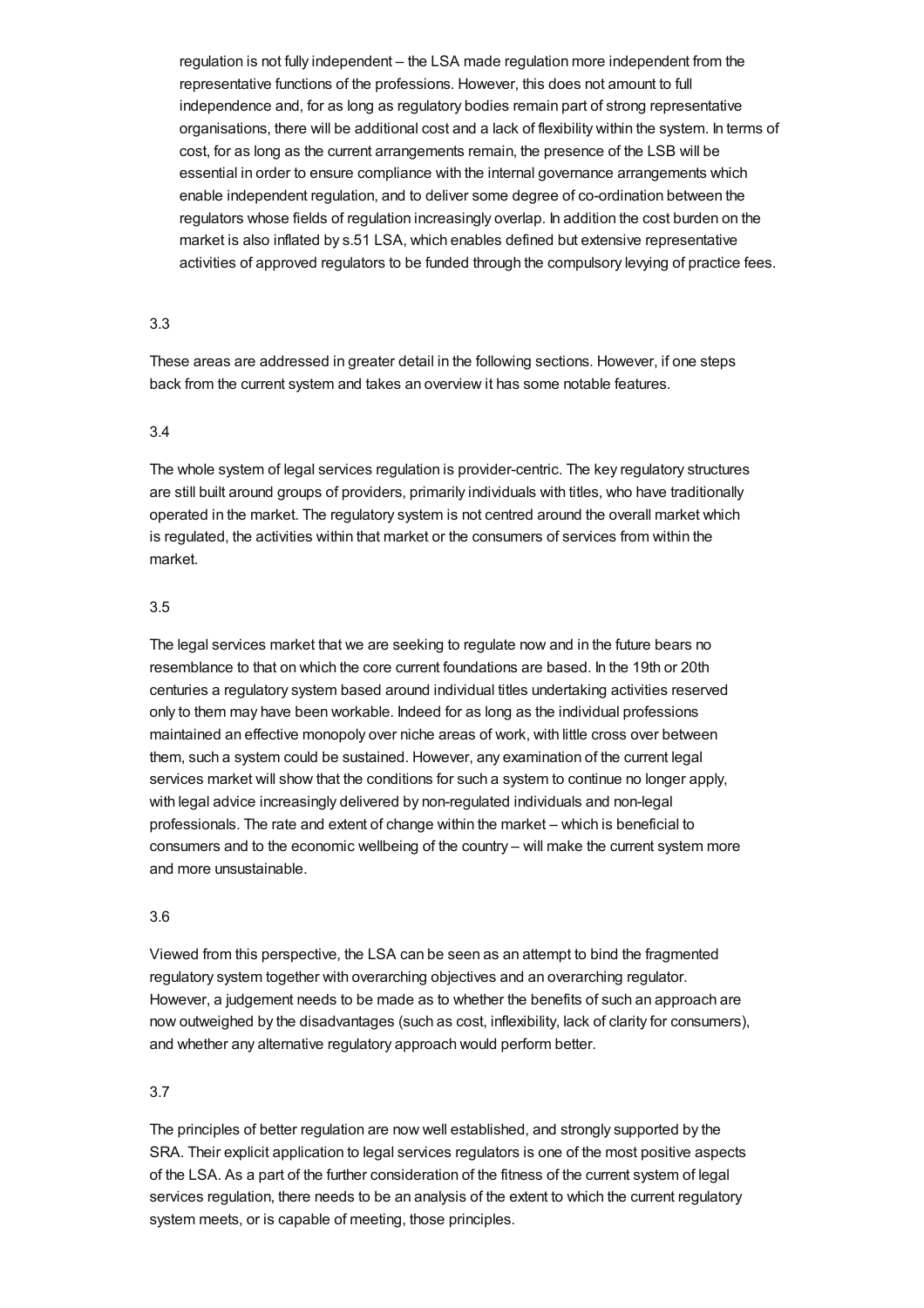regulation is not fully independent – the LSA made regulation more independent from the representative functions of the professions. However, this does not amount to full independence and, for as long as regulatory bodies remain part of strong representative organisations, there will be additional cost and a lack of flexibility within the system. In terms of cost, for as long as the current arrangements remain, the presence of the LSB will be essential in order to ensure compliance with the internal governance arrangements which enable independent regulation, and to deliver some degree of co-ordination between the regulators whose fields of regulation increasingly overlap. In addition the cost burden on the market is also inflated by s.51 LSA, which enables defined but extensive representative activities of approved regulators to be funded through the compulsory levying of practice fees.

3.3

These areas are addressed in greater detail in the following sections. However, if one steps back from the current system and takes an overview it has some notable features.

3.4

The whole system of legal services regulation is provider-centric. The key regulatory structures are still built around groups of providers, primarily individuals with titles, who have traditionally operated in the market. The regulatory system is not centred around the overall market which is regulated, the activities within that market or the consumers of services from within the market.

3.5

The legal services market that we are seeking to regulate now and in the future bears no resemblance to that on which the core current foundations are based. In the 19th or 20th centuries a regulatory system based around individual titles undertaking activities reserved only to them may have been workable. Indeed for as long as the individual professions maintained an effective monopoly over niche areas of work, with little cross over between them, such a system could be sustained. However, any examination of the current legal services market will show that the conditions for such a system to continue no longer apply, with legal advice increasingly delivered by non-regulated individuals and non-legal professionals. The rate and extent of change within the market – which is beneficial to consumers and to the economic wellbeing of the country – will make the current system more and more unsustainable.

3.6

Viewed from this perspective, the LSA can be seen as an attempt to bind the fragmented regulatory system together with overarching objectives and an overarching regulator. However, a judgement needs to be made as to whether the benefits of such an approach are now outweighed by the disadvantages (such as cost, inflexibility, lack of clarity for consumers), and whether any alternative regulatory approach would perform better.

3.7

The principles of better regulation are now well established, and strongly supported by the SRA. Their explicit application to legal services regulators is one of the most positive aspects of the LSA. As a part of the further consideration of the fitness of the current system of legal services regulation, there needs to be an analysis of the extent to which the current regulatory system meets, or is capable of meeting, those principles.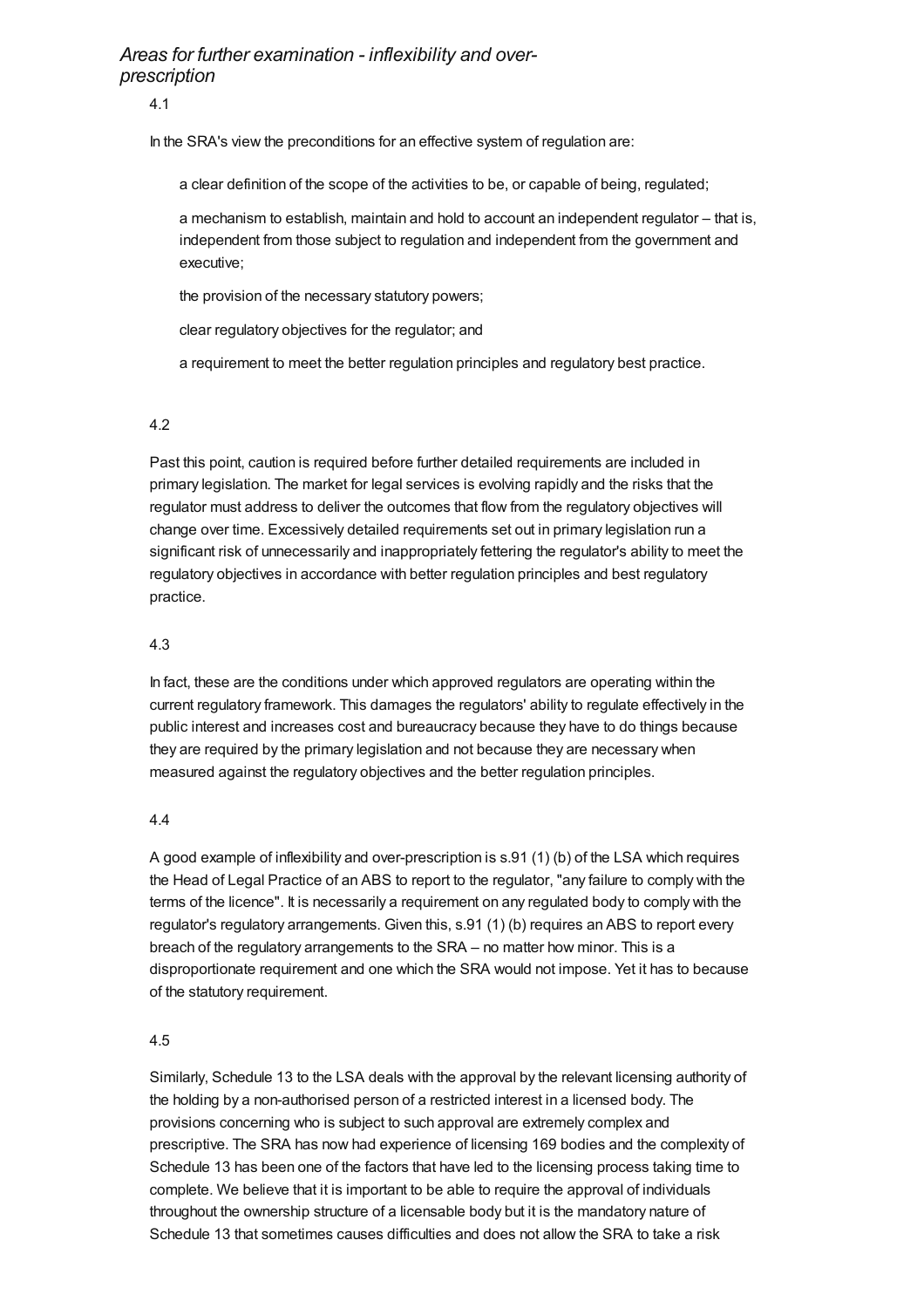## *Areas for further examination - inflexibility and over-prescription*

4.1

In the SRA's view the preconditions for an effective system of regulation are:

- a clear definition of the scope of the activities to be, or capable of being, regulated;
- a mechanism to establish, maintain and hold to account an independent regulator – that is, independent from those subject to regulation and independent from the government and executive;
- the provision of the necessary statutory powers;
- clear regulatory objectives for the regulator; and
- a requirement to meet the better regulation principles and regulatory best practice.

4.2

Past this point, caution is required before further detailed requirements are included in primary legislation. The market for legal services is evolving rapidly and the risks that the regulator must address to deliver the outcomes that flow from the regulatory objectives will change over time. Excessively detailed requirements set out in primary legislation run a significant risk of unnecessarily and inappropriately fettering the regulator's ability to meet the regulatory objectives in accordance with better regulation principles and best regulatory practice.

4.3

In fact, these are the conditions under which approved regulators are operating within the current regulatory framework. This damages the regulators' ability to regulate effectively in the public interest and increases cost and bureaucracy because they have to do things because they are required by the primary legislation and not because they are necessary when measured against the regulatory objectives and the better regulation principles.

4.4

A good example of inflexibility and over-prescription is s.91 (1) (b) of the LSA which requires the Head of Legal Practice of an ABS to report to the regulator, "any failure to comply with the terms of the licence". It is necessarily a requirement on any regulated body to comply with the regulator's regulatory arrangements. Given this, s.91 (1) (b) requires an ABS to report every breach of the regulatory arrangements to the SRA – no matter how minor. This is a disproportionate requirement and one which the SRA would not impose. Yet it has to because of the statutory requirement.

4.5

Similarly, Schedule 13 to the LSA deals with the approval by the relevant licensing authority of the holding by a non-authorised person of a restricted interest in a licensed body. The provisions concerning who is subject to such approval are extremely complex and prescriptive. The SRA has now had experience of licensing 169 bodies and the complexity of Schedule 13 has been one of the factors that have led to the licensing process taking time to complete. We believe that it is important to be able to require the approval of individuals throughout the ownership structure of a licensable body but it is the mandatory nature of Schedule 13 that sometimes causes difficulties and does not allow the SRA to take a risk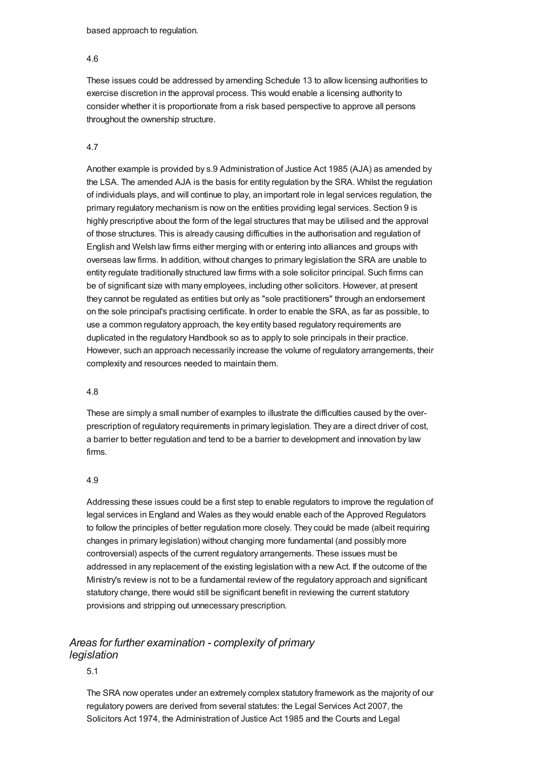based approach to regulation.

4.6

These issues could be addressed by amending Schedule 13 to allow licensing authorities to exercise discretion in the approval process. This would enable a licensing authority to consider whether it is proportionate from a risk based perspective to approve all persons throughout the ownership structure.

4.7

Another example is provided by s.9 Administration of Justice Act 1985 (AJA) as amended by the LSA. The amended AJA is the basis for entity regulation by the SRA. Whilst the regulation of individuals plays, and will continue to play, an important role in legal services regulation, the primary regulatory mechanism is now on the entities providing legal services. Section 9 is highly prescriptive about the form of the legal structures that may be utilised and the approval of those structures. This is already causing difficulties in the authorisation and regulation of English and Welsh law firms either merging with or entering into alliances and groups with overseas law firms. In addition, without changes to primary legislation the SRA are unable to entity regulate traditionally structured law firms with a sole solicitor principal. Such firms can be of significant size with many employees, including other solicitors. However, at present they cannot be regulated as entities but only as "sole practitioners" through an endorsement on the sole principal's practising certificate. In order to enable the SRA, as far as possible, to use a common regulatory approach, the key entity based regulatory requirements are duplicated in the regulatory Handbook so as to apply to sole principals in their practice. However, such an approach necessarily increase the volume of regulatory arrangements, their complexity and resources needed to maintain them.

4.8

These are simply a small number of examples to illustrate the difficulties caused by the over-prescription of regulatory requirements in primary legislation. They are a direct driver of cost, a barrier to better regulation and tend to be a barrier to development and innovation by law firms.

4.9

Addressing these issues could be a first step to enable regulators to improve the regulation of legal services in England and Wales as they would enable each of the Approved Regulators to follow the principles of better regulation more closely. They could be made (albeit requiring changes in primary legislation) without changing more fundamental (and possibly more controversial) aspects of the current regulatory arrangements. These issues must be addressed in any replacement of the existing legislation with a new Act. If the outcome of the Ministry's review is not to be a fundamental review of the regulatory approach and significant statutory change, there would still be significant benefit in reviewing the current statutory provisions and stripping out unnecessary prescription.

## *Areas for further examination - complexity of primary legislation*

5.1

The SRA now operates under an extremely complex statutory framework as the majority of our regulatory powers are derived from several statutes: the Legal Services Act 2007, the Solicitors Act 1974, the Administration of Justice Act 1985 and the Courts and Legal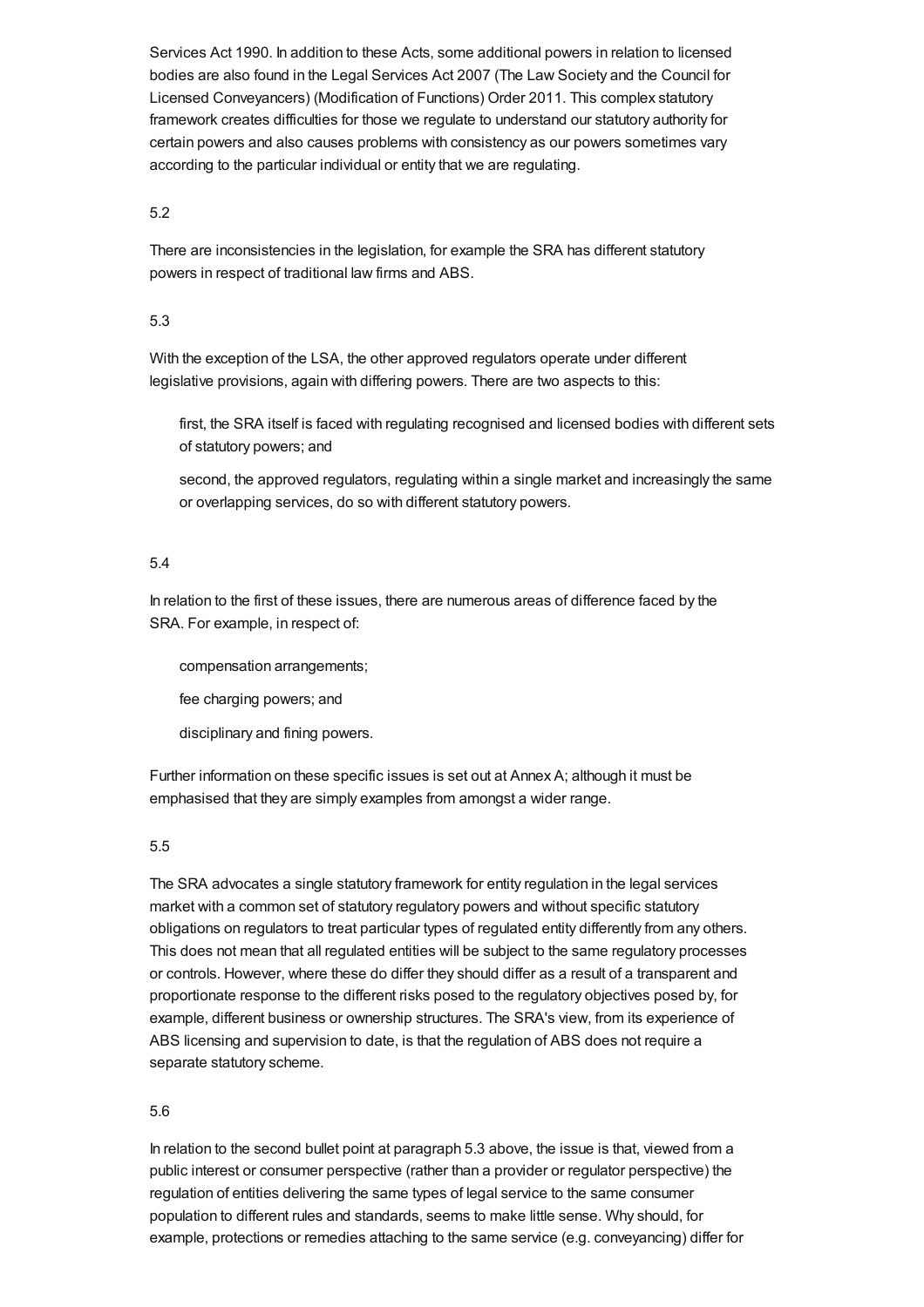Services Act 1990. In addition to these Acts, some additional powers in relation to licensed bodies are also found in the Legal Services Act 2007 (The Law Society and the Council for Licensed Conveyancers) (Modification of Functions) Order 2011. This complex statutory framework creates difficulties for those we regulate to understand our statutory authority for certain powers and also causes problems with consistency as our powers sometimes vary according to the particular individual or entity that we are regulating.

5.2

There are inconsistencies in the legislation, for example the SRA has different statutory powers in respect of traditional law firms and ABS.

5.3

With the exception of the LSA, the other approved regulators operate under different legislative provisions, again with differing powers. There are two aspects to this:

- first, the SRA itself is faced with regulating recognised and licensed bodies with different sets of statutory powers; and
- second, the approved regulators, regulating within a single market and increasingly the same or overlapping services, do so with different statutory powers.

5.4

In relation to the first of these issues, there are numerous areas of difference faced by the SRA. For example, in respect of:

- compensation arrangements;
- fee charging powers; and
- disciplinary and fining powers.

Further information on these specific issues is set out at Annex A; although it must be emphasised that they are simply examples from amongst a wider range.

5.5

The SRA advocates a single statutory framework for entity regulation in the legal services market with a common set of statutory regulatory powers and without specific statutory obligations on regulators to treat particular types of regulated entity differently from any others. This does not mean that all regulated entities will be subject to the same regulatory processes or controls. However, where these do differ they should differ as a result of a transparent and proportionate response to the different risks posed to the regulatory objectives posed by, for example, different business or ownership structures. The SRA's view, from its experience of ABS licensing and supervision to date, is that the regulation of ABS does not require a separate statutory scheme.

5.6

In relation to the second bullet point at paragraph 5.3 above, the issue is that, viewed from a public interest or consumer perspective (rather than a provider or regulator perspective) the regulation of entities delivering the same types of legal service to the same consumer population to different rules and standards, seems to make little sense. Why should, for example, protections or remedies attaching to the same service (e.g. conveyancing) differ for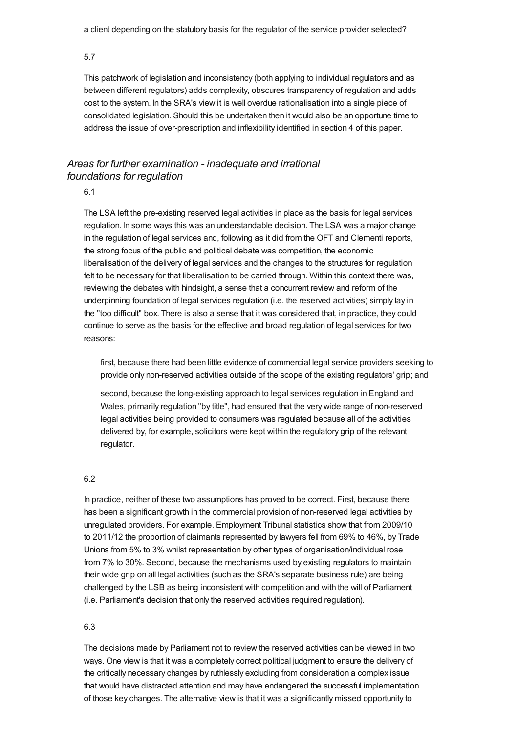a client depending on the statutory basis for the regulator of the service provider selected?

5.7

This patchwork of legislation and inconsistency (both applying to individual regulators and as between different regulators) adds complexity, obscures transparency of regulation and adds cost to the system. In the SRA's view it is well overdue rationalisation into a single piece of consolidated legislation. Should this be undertaken then it would also be an opportune time to address the issue of over-prescription and inflexibility identified in section 4 of this paper.

### *Areas for further examination - inadequate and irrational foundations for regulation*

6.1

The LSA left the pre-existing reserved legal activities in place as the basis for legal services regulation. In some ways this was an understandable decision. The LSA was a major change in the regulation of legal services and, following as it did from the OFT and Clementi reports, the strong focus of the public and political debate was competition, the economic liberalisation of the delivery of legal services and the changes to the structures for regulation felt to be necessary for that liberalisation to be carried through. Within this context there was, reviewing the debates with hindsight, a sense that a concurrent review and reform of the underpinning foundation of legal services regulation (i.e. the reserved activities) simply lay in the "too difficult" box. There is also a sense that it was considered that, in practice, they could continue to serve as the basis for the effective and broad regulation of legal services for two reasons:

first, because there had been little evidence of commercial legal service providers seeking to provide only non-reserved activities outside of the scope of the existing regulators' grip; and

second, because the long-existing approach to legal services regulation in England and Wales, primarily regulation "by title", had ensured that the very wide range of non-reserved legal activities being provided to consumers was regulated because all of the activities delivered by, for example, solicitors were kept within the regulatory grip of the relevant regulator.

6.2

In practice, neither of these two assumptions has proved to be correct. First, because there has been a significant growth in the commercial provision of non-reserved legal activities by unregulated providers. For example, Employment Tribunal statistics show that from 2009/10 to 2011/12 the proportion of claimants represented by lawyers fell from 69% to 46%, by Trade Unions from 5% to 3% whilst representation by other types of organisation/individual rose from 7% to 30%. Second, because the mechanisms used by existing regulators to maintain their wide grip on all legal activities (such as the SRA's separate business rule) are being challenged by the LSB as being inconsistent with competition and with the will of Parliament (i.e. Parliament's decision that only the reserved activities required regulation).

6.3

The decisions made by Parliament not to review the reserved activities can be viewed in two ways. One view is that it was a completely correct political judgment to ensure the delivery of the critically necessary changes by ruthlessly excluding from consideration a complex issue that would have distracted attention and may have endangered the successful implementation of those key changes. The alternative view is that it was a significantly missed opportunity to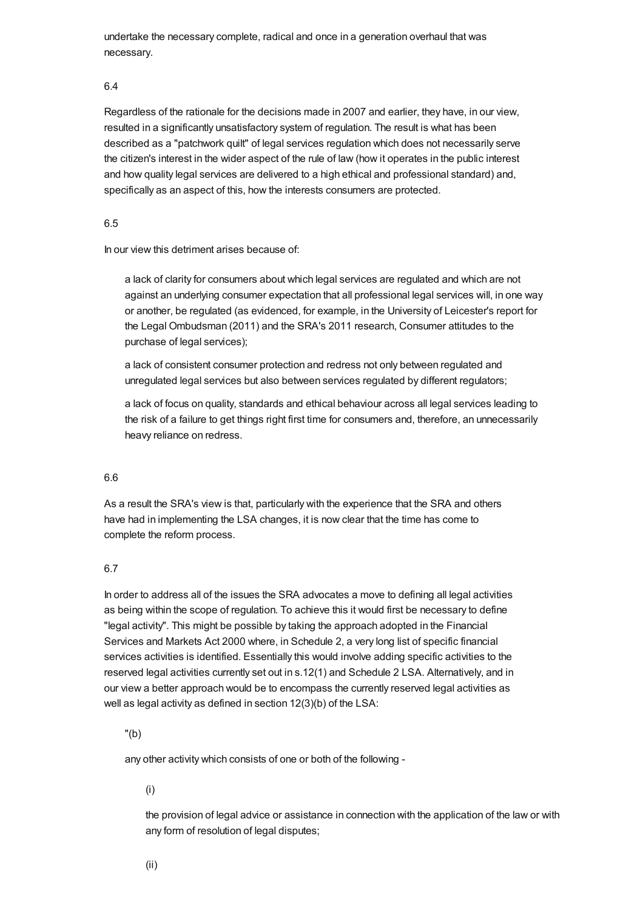undertake the necessary complete, radical and once in a generation overhaul that was necessary.

6.4

Regardless of the rationale for the decisions made in 2007 and earlier, they have, in our view, resulted in a significantly unsatisfactory system of regulation. The result is what has been described as a "patchwork quilt" of legal services regulation which does not necessarily serve the citizen's interest in the wider aspect of the rule of law (how it operates in the public interest and how quality legal services are delivered to a high ethical and professional standard) and, specifically as an aspect of this, how the interests consumers are protected.

6.5

In our view this detriment arises because of:

- a lack of clarity for consumers about which legal services are regulated and which are not against an underlying consumer expectation that all professional legal services will, in one way or another, be regulated (as evidenced, for example, in the University of Leicester's report for the Legal Ombudsman (2011) and the SRA's 2011 research, Consumer attitudes to the purchase of legal services);
- a lack of consistent consumer protection and redress not only between regulated and unregulated legal services but also between services regulated by different regulators;
- a lack of focus on quality, standards and ethical behaviour across all legal services leading to the risk of a failure to get things right first time for consumers and, therefore, an unnecessarily heavy reliance on redress.

6.6

As a result the SRA's view is that, particularly with the experience that the SRA and others have had in implementing the LSA changes, it is now clear that the time has come to complete the reform process.

6.7

In order to address all of the issues the SRA advocates a move to defining all legal activities as being within the scope of regulation. To achieve this it would first be necessary to define "legal activity". This might be possible by taking the approach adopted in the Financial Services and Markets Act 2000 where, in Schedule 2, a very long list of specific financial services activities is identified. Essentially this would involve adding specific activities to the reserved legal activities currently set out in s.12(1) and Schedule 2 LSA. Alternatively, and in our view a better approach would be to encompass the currently reserved legal activities as well as legal activity as defined in section 12(3)(b) of the LSA:

> "(b)
>
> any other activity which consists of one or both of the following -
>
> > (i)
> >
> > the provision of legal advice or assistance in connection with the application of the law or with any form of resolution of legal disputes;
> >
> > (ii)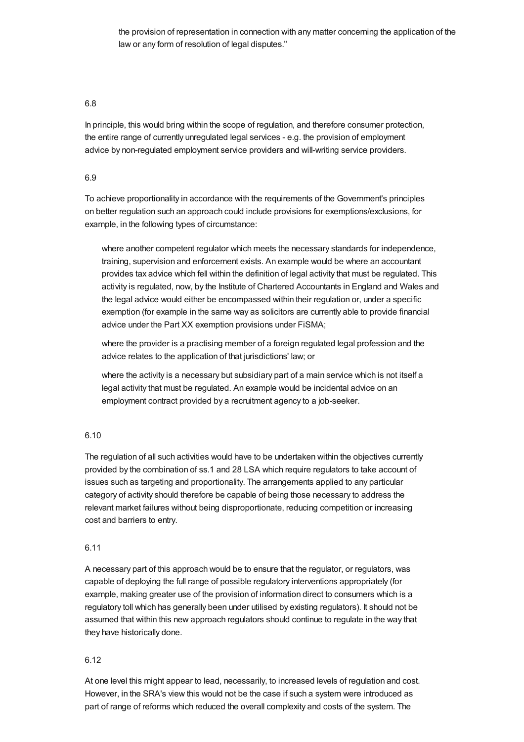the provision of representation in connection with any matter concerning the application of the law or any form of resolution of legal disputes."

6.8

In principle, this would bring within the scope of regulation, and therefore consumer protection, the entire range of currently unregulated legal services - e.g. the provision of employment advice by non-regulated employment service providers and will-writing service providers.

6.9

To achieve proportionality in accordance with the requirements of the Government's principles on better regulation such an approach could include provisions for exemptions/exclusions, for example, in the following types of circumstance:

- where another competent regulator which meets the necessary standards for independence, training, supervision and enforcement exists. An example would be where an accountant provides tax advice which fell within the definition of legal activity that must be regulated. This activity is regulated, now, by the Institute of Chartered Accountants in England and Wales and the legal advice would either be encompassed within their regulation or, under a specific exemption (for example in the same way as solicitors are currently able to provide financial advice under the Part XX exemption provisions under FiSMA;
- where the provider is a practising member of a foreign regulated legal profession and the advice relates to the application of that jurisdictions' law; or
- where the activity is a necessary but subsidiary part of a main service which is not itself a legal activity that must be regulated. An example would be incidental advice on an employment contract provided by a recruitment agency to a job-seeker.

6.10

The regulation of all such activities would have to be undertaken within the objectives currently provided by the combination of ss.1 and 28 LSA which require regulators to take account of issues such as targeting and proportionality. The arrangements applied to any particular category of activity should therefore be capable of being those necessary to address the relevant market failures without being disproportionate, reducing competition or increasing cost and barriers to entry.

6.11

A necessary part of this approach would be to ensure that the regulator, or regulators, was capable of deploying the full range of possible regulatory interventions appropriately (for example, making greater use of the provision of information direct to consumers which is a regulatory toll which has generally been under utilised by existing regulators). It should not be assumed that within this new approach regulators should continue to regulate in the way that they have historically done.

6.12

At one level this might appear to lead, necessarily, to increased levels of regulation and cost. However, in the SRA's view this would not be the case if such a system were introduced as part of range of reforms which reduced the overall complexity and costs of the system. The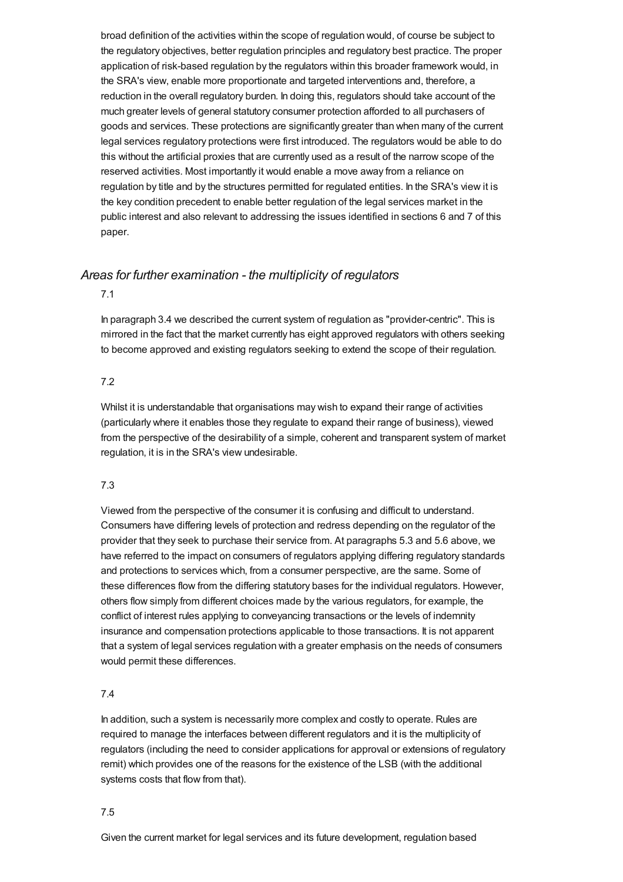broad definition of the activities within the scope of regulation would, of course be subject to the regulatory objectives, better regulation principles and regulatory best practice. The proper application of risk-based regulation by the regulators within this broader framework would, in the SRA's view, enable more proportionate and targeted interventions and, therefore, a reduction in the overall regulatory burden. In doing this, regulators should take account of the much greater levels of general statutory consumer protection afforded to all purchasers of goods and services. These protections are significantly greater than when many of the current legal services regulatory protections were first introduced. The regulators would be able to do this without the artificial proxies that are currently used as a result of the narrow scope of the reserved activities. Most importantly it would enable a move away from a reliance on regulation by title and by the structures permitted for regulated entities. In the SRA's view it is the key condition precedent to enable better regulation of the legal services market in the public interest and also relevant to addressing the issues identified in sections 6 and 7 of this paper.

## *Areas for further examination - the multiplicity of regulators*

7.1

In paragraph 3.4 we described the current system of regulation as "provider-centric". This is mirrored in the fact that the market currently has eight approved regulators with others seeking to become approved and existing regulators seeking to extend the scope of their regulation.

7.2

Whilst it is understandable that organisations may wish to expand their range of activities (particularly where it enables those they regulate to expand their range of business), viewed from the perspective of the desirability of a simple, coherent and transparent system of market regulation, it is in the SRA's view undesirable.

7.3

Viewed from the perspective of the consumer it is confusing and difficult to understand. Consumers have differing levels of protection and redress depending on the regulator of the provider that they seek to purchase their service from. At paragraphs 5.3 and 5.6 above, we have referred to the impact on consumers of regulators applying differing regulatory standards and protections to services which, from a consumer perspective, are the same. Some of these differences flow from the differing statutory bases for the individual regulators. However, others flow simply from different choices made by the various regulators, for example, the conflict of interest rules applying to conveyancing transactions or the levels of indemnity insurance and compensation protections applicable to those transactions. It is not apparent that a system of legal services regulation with a greater emphasis on the needs of consumers would permit these differences.

7.4

In addition, such a system is necessarily more complex and costly to operate. Rules are required to manage the interfaces between different regulators and it is the multiplicity of regulators (including the need to consider applications for approval or extensions of regulatory remit) which provides one of the reasons for the existence of the LSB (with the additional systems costs that flow from that).

7.5

Given the current market for legal services and its future development, regulation based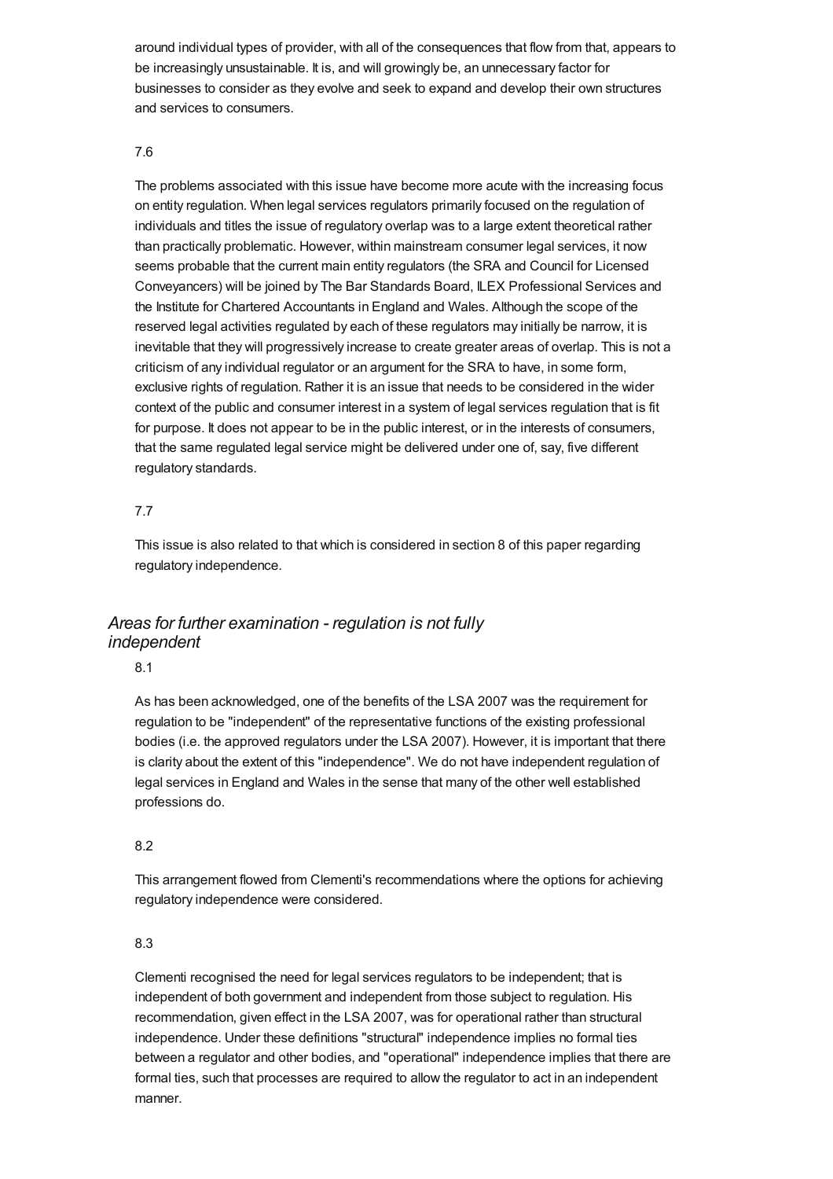around individual types of provider, with all of the consequences that flow from that, appears to be increasingly unsustainable. It is, and will growingly be, an unnecessary factor for businesses to consider as they evolve and seek to expand and develop their own structures and services to consumers.

7.6

The problems associated with this issue have become more acute with the increasing focus on entity regulation. When legal services regulators primarily focused on the regulation of individuals and titles the issue of regulatory overlap was to a large extent theoretical rather than practically problematic. However, within mainstream consumer legal services, it now seems probable that the current main entity regulators (the SRA and Council for Licensed Conveyancers) will be joined by The Bar Standards Board, ILEX Professional Services and the Institute for Chartered Accountants in England and Wales. Although the scope of the reserved legal activities regulated by each of these regulators may initially be narrow, it is inevitable that they will progressively increase to create greater areas of overlap. This is not a criticism of any individual regulator or an argument for the SRA to have, in some form, exclusive rights of regulation. Rather it is an issue that needs to be considered in the wider context of the public and consumer interest in a system of legal services regulation that is fit for purpose. It does not appear to be in the public interest, or in the interests of consumers, that the same regulated legal service might be delivered under one of, say, five different regulatory standards.

7.7

This issue is also related to that which is considered in section 8 of this paper regarding regulatory independence.

### *Areas for further examination - regulation is not fully independent*

8.1

As has been acknowledged, one of the benefits of the LSA 2007 was the requirement for regulation to be "independent" of the representative functions of the existing professional bodies (i.e. the approved regulators under the LSA 2007). However, it is important that there is clarity about the extent of this "independence". We do not have independent regulation of legal services in England and Wales in the sense that many of the other well established professions do.

8.2

This arrangement flowed from Clementi's recommendations where the options for achieving regulatory independence were considered.

8.3

Clementi recognised the need for legal services regulators to be independent; that is independent of both government and independent from those subject to regulation. His recommendation, given effect in the LSA 2007, was for operational rather than structural independence. Under these definitions "structural" independence implies no formal ties between a regulator and other bodies, and "operational" independence implies that there are formal ties, such that processes are required to allow the regulator to act in an independent manner.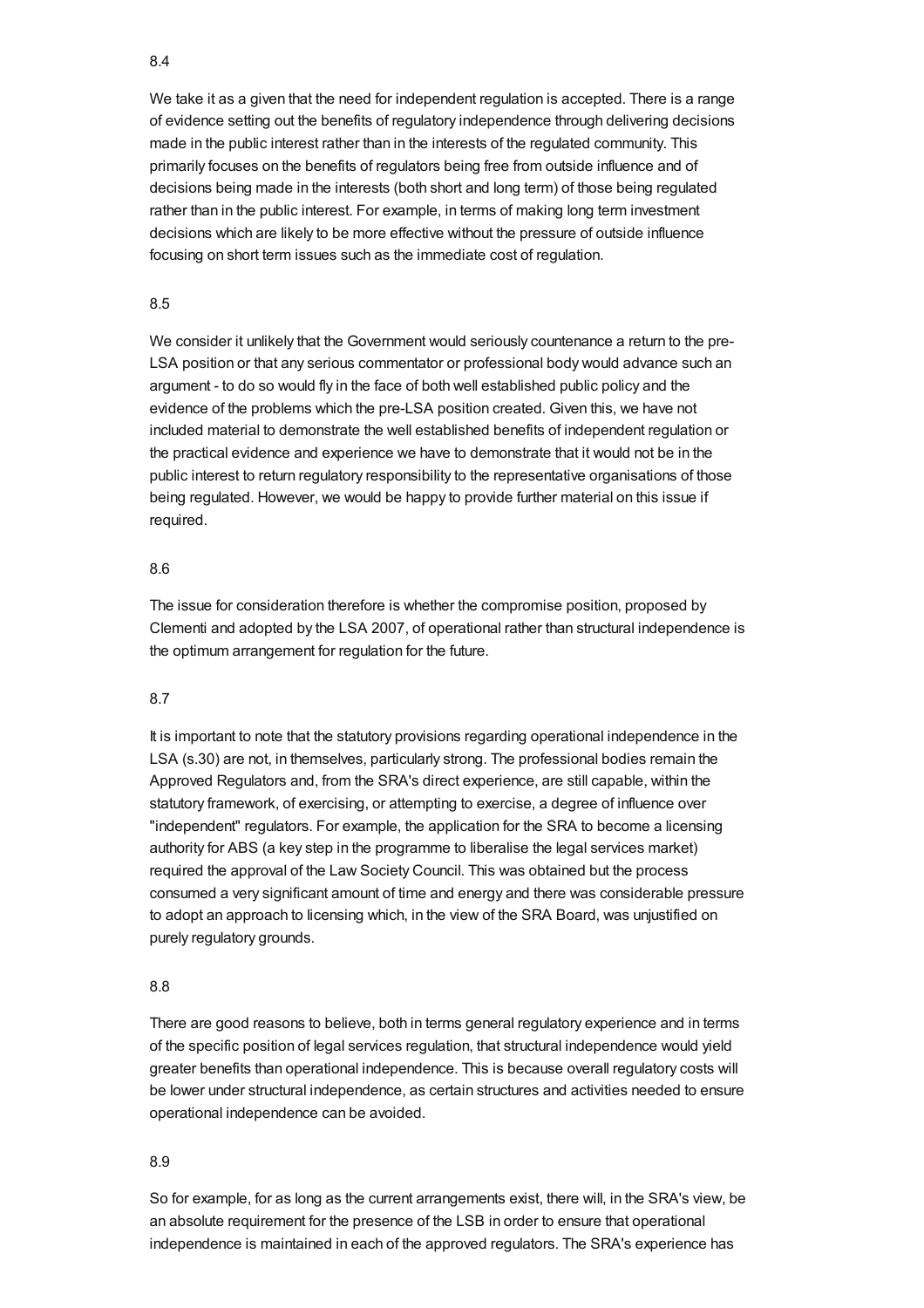8.4

We take it as a given that the need for independent regulation is accepted. There is a range of evidence setting out the benefits of regulatory independence through delivering decisions made in the public interest rather than in the interests of the regulated community. This primarily focuses on the benefits of regulators being free from outside influence and of decisions being made in the interests (both short and long term) of those being regulated rather than in the public interest. For example, in terms of making long term investment decisions which are likely to be more effective without the pressure of outside influence focusing on short term issues such as the immediate cost of regulation.

8.5

We consider it unlikely that the Government would seriously countenance a return to the pre-LSA position or that any serious commentator or professional body would advance such an argument - to do so would fly in the face of both well established public policy and the evidence of the problems which the pre-LSA position created. Given this, we have not included material to demonstrate the well established benefits of independent regulation or the practical evidence and experience we have to demonstrate that it would not be in the public interest to return regulatory responsibility to the representative organisations of those being regulated. However, we would be happy to provide further material on this issue if required.

8.6

The issue for consideration therefore is whether the compromise position, proposed by Clementi and adopted by the LSA 2007, of operational rather than structural independence is the optimum arrangement for regulation for the future.

8.7

It is important to note that the statutory provisions regarding operational independence in the LSA (s.30) are not, in themselves, particularly strong. The professional bodies remain the Approved Regulators and, from the SRA's direct experience, are still capable, within the statutory framework, of exercising, or attempting to exercise, a degree of influence over "independent" regulators. For example, the application for the SRA to become a licensing authority for ABS (a key step in the programme to liberalise the legal services market) required the approval of the Law Society Council. This was obtained but the process consumed a very significant amount of time and energy and there was considerable pressure to adopt an approach to licensing which, in the view of the SRA Board, was unjustified on purely regulatory grounds.

8.8

There are good reasons to believe, both in terms general regulatory experience and in terms of the specific position of legal services regulation, that structural independence would yield greater benefits than operational independence. This is because overall regulatory costs will be lower under structural independence, as certain structures and activities needed to ensure operational independence can be avoided.

8.9

So for example, for as long as the current arrangements exist, there will, in the SRA's view, be an absolute requirement for the presence of the LSB in order to ensure that operational independence is maintained in each of the approved regulators. The SRA's experience has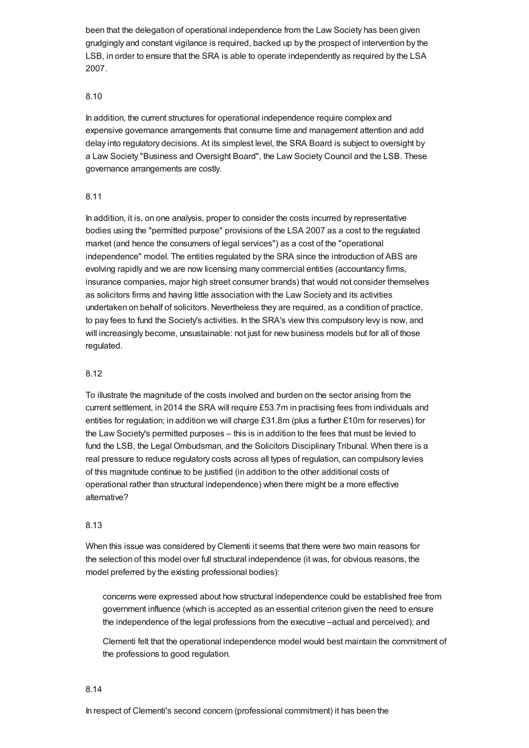been that the delegation of operational independence from the Law Society has been given grudgingly and constant vigilance is required, backed up by the prospect of intervention by the LSB, in order to ensure that the SRA is able to operate independently as required by the LSA 2007.

8.10

In addition, the current structures for operational independence require complex and expensive governance arrangements that consume time and management attention and add delay into regulatory decisions. At its simplest level, the SRA Board is subject to oversight by a Law Society "Business and Oversight Board", the Law Society Council and the LSB. These governance arrangements are costly.

8.11

In addition, it is, on one analysis, proper to consider the costs incurred by representative bodies using the "permitted purpose" provisions of the LSA 2007 as a cost to the regulated market (and hence the consumers of legal services") as a cost of the "operational independence" model. The entities regulated by the SRA since the introduction of ABS are evolving rapidly and we are now licensing many commercial entities (accountancy firms, insurance companies, major high street consumer brands) that would not consider themselves as solicitors firms and having little association with the Law Society and its activities undertaken on behalf of solicitors. Nevertheless they are required, as a condition of practice, to pay fees to fund the Society's activities. In the SRA's view this compulsory levy is now, and will increasingly become, unsustainable: not just for new business models but for all of those regulated.

8.12

To illustrate the magnitude of the costs involved and burden on the sector arising from the current settlement, in 2014 the SRA will require £53.7m in practising fees from individuals and entities for regulation; in addition we will charge £31.8m (plus a further £10m for reserves) for the Law Society's permitted purposes – this is in addition to the fees that must be levied to fund the LSB, the Legal Ombudsman, and the Solicitors Disciplinary Tribunal. When there is a real pressure to reduce regulatory costs across all types of regulation, can compulsory levies of this magnitude continue to be justified (in addition to the other additional costs of operational rather than structural independence) when there might be a more effective alternative?

8.13

When this issue was considered by Clementi it seems that there were two main reasons for the selection of this model over full structural independence (it was, for obvious reasons, the model preferred by the existing professional bodies):

- concerns were expressed about how structural independence could be established free from government influence (which is accepted as an essential criterion given the need to ensure the independence of the legal professions from the executive –actual and perceived); and
- Clementi felt that the operational independence model would best maintain the commitment of the professions to good regulation.

8.14

In respect of Clementi's second concern (professional commitment) it has been the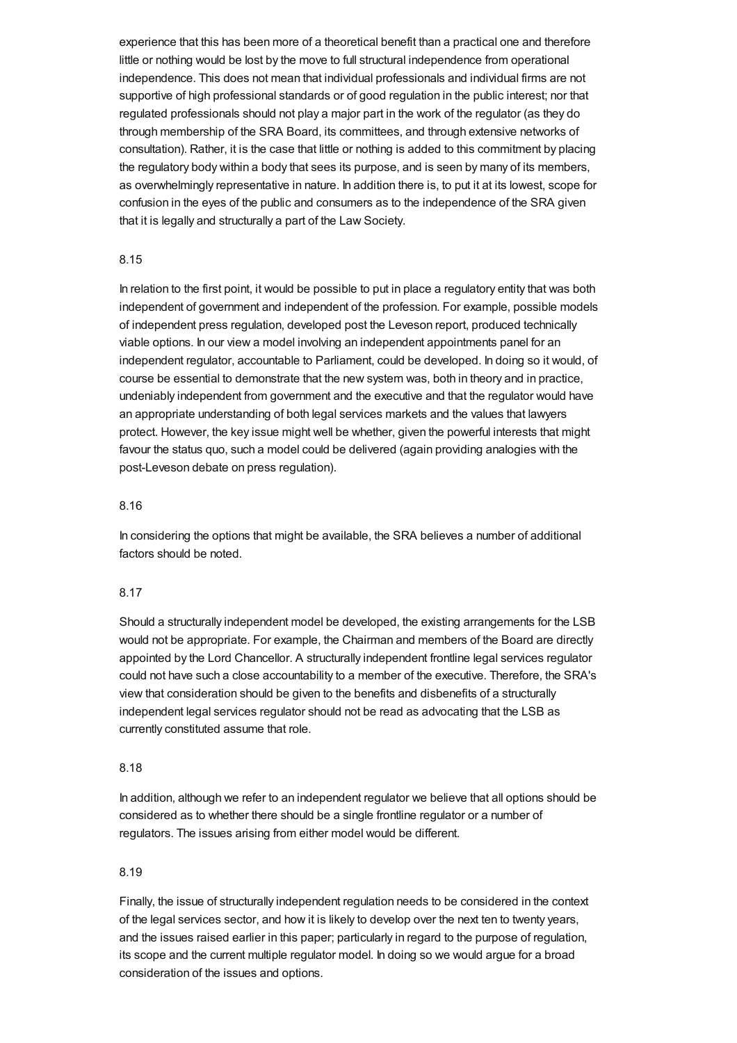experience that this has been more of a theoretical benefit than a practical one and therefore little or nothing would be lost by the move to full structural independence from operational independence. This does not mean that individual professionals and individual firms are not supportive of high professional standards or of good regulation in the public interest; nor that regulated professionals should not play a major part in the work of the regulator (as they do through membership of the SRA Board, its committees, and through extensive networks of consultation). Rather, it is the case that little or nothing is added to this commitment by placing the regulatory body within a body that sees its purpose, and is seen by many of its members, as overwhelmingly representative in nature. In addition there is, to put it at its lowest, scope for confusion in the eyes of the public and consumers as to the independence of the SRA given that it is legally and structurally a part of the Law Society.

8.15

In relation to the first point, it would be possible to put in place a regulatory entity that was both independent of government and independent of the profession. For example, possible models of independent press regulation, developed post the Leveson report, produced technically viable options. In our view a model involving an independent appointments panel for an independent regulator, accountable to Parliament, could be developed. In doing so it would, of course be essential to demonstrate that the new system was, both in theory and in practice, undeniably independent from government and the executive and that the regulator would have an appropriate understanding of both legal services markets and the values that lawyers protect. However, the key issue might well be whether, given the powerful interests that might favour the status quo, such a model could be delivered (again providing analogies with the post-Leveson debate on press regulation).

8.16

In considering the options that might be available, the SRA believes a number of additional factors should be noted.

8.17

Should a structurally independent model be developed, the existing arrangements for the LSB would not be appropriate. For example, the Chairman and members of the Board are directly appointed by the Lord Chancellor. A structurally independent frontline legal services regulator could not have such a close accountability to a member of the executive. Therefore, the SRA's view that consideration should be given to the benefits and disbenefits of a structurally independent legal services regulator should not be read as advocating that the LSB as currently constituted assume that role.

8.18

In addition, although we refer to an independent regulator we believe that all options should be considered as to whether there should be a single frontline regulator or a number of regulators. The issues arising from either model would be different.

8.19

Finally, the issue of structurally independent regulation needs to be considered in the context of the legal services sector, and how it is likely to develop over the next ten to twenty years, and the issues raised earlier in this paper; particularly in regard to the purpose of regulation, its scope and the current multiple regulator model. In doing so we would argue for a broad consideration of the issues and options.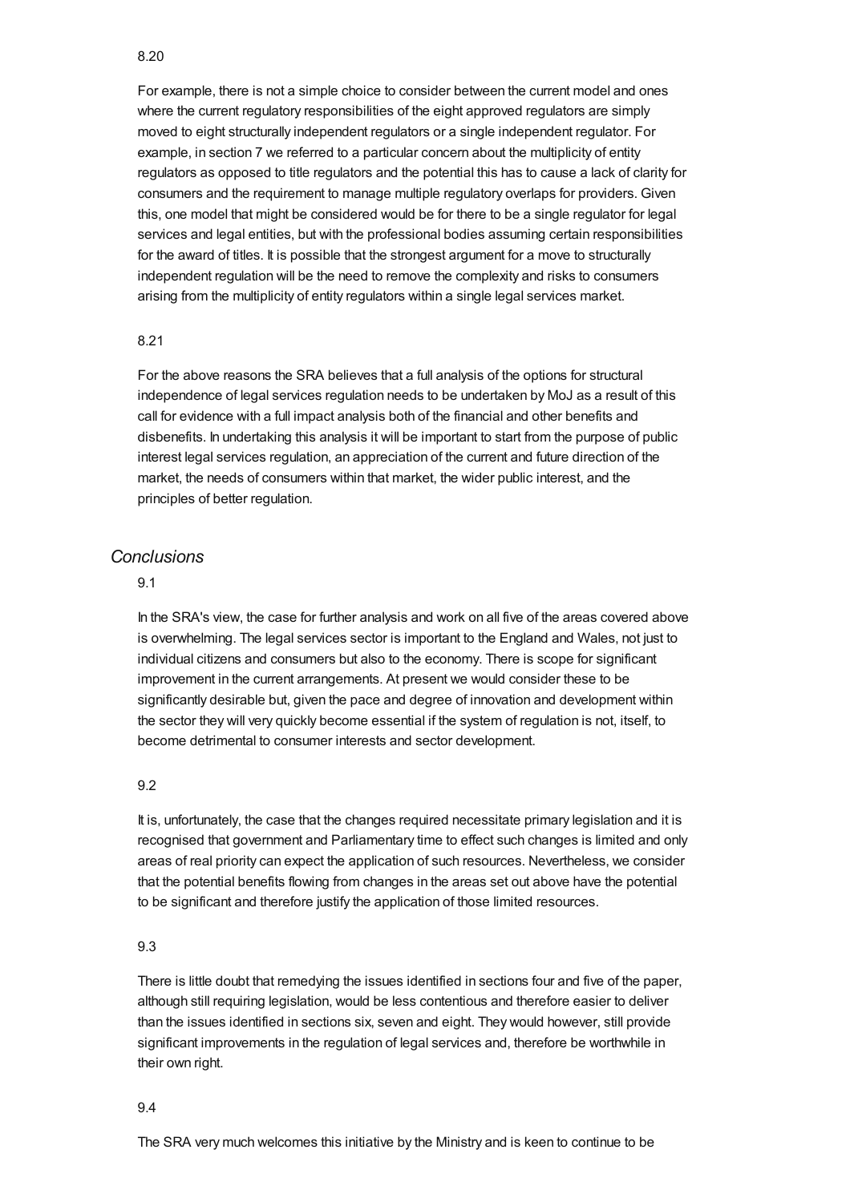8.20

For example, there is not a simple choice to consider between the current model and ones where the current regulatory responsibilities of the eight approved regulators are simply moved to eight structurally independent regulators or a single independent regulator. For example, in section 7 we referred to a particular concern about the multiplicity of entity regulators as opposed to title regulators and the potential this has to cause a lack of clarity for consumers and the requirement to manage multiple regulatory overlaps for providers. Given this, one model that might be considered would be for there to be a single regulator for legal services and legal entities, but with the professional bodies assuming certain responsibilities for the award of titles. It is possible that the strongest argument for a move to structurally independent regulation will be the need to remove the complexity and risks to consumers arising from the multiplicity of entity regulators within a single legal services market.

8.21

For the above reasons the SRA believes that a full analysis of the options for structural independence of legal services regulation needs to be undertaken by MoJ as a result of this call for evidence with a full impact analysis both of the financial and other benefits and disbenefits. In undertaking this analysis it will be important to start from the purpose of public interest legal services regulation, an appreciation of the current and future direction of the market, the needs of consumers within that market, the wider public interest, and the principles of better regulation.

## *Conclusions*

9.1

In the SRA's view, the case for further analysis and work on all five of the areas covered above is overwhelming. The legal services sector is important to the England and Wales, not just to individual citizens and consumers but also to the economy. There is scope for significant improvement in the current arrangements. At present we would consider these to be significantly desirable but, given the pace and degree of innovation and development within the sector they will very quickly become essential if the system of regulation is not, itself, to become detrimental to consumer interests and sector development.

9.2

It is, unfortunately, the case that the changes required necessitate primary legislation and it is recognised that government and Parliamentary time to effect such changes is limited and only areas of real priority can expect the application of such resources. Nevertheless, we consider that the potential benefits flowing from changes in the areas set out above have the potential to be significant and therefore justify the application of those limited resources.

9.3

There is little doubt that remedying the issues identified in sections four and five of the paper, although still requiring legislation, would be less contentious and therefore easier to deliver than the issues identified in sections six, seven and eight. They would however, still provide significant improvements in the regulation of legal services and, therefore be worthwhile in their own right.

9.4

The SRA very much welcomes this initiative by the Ministry and is keen to continue to be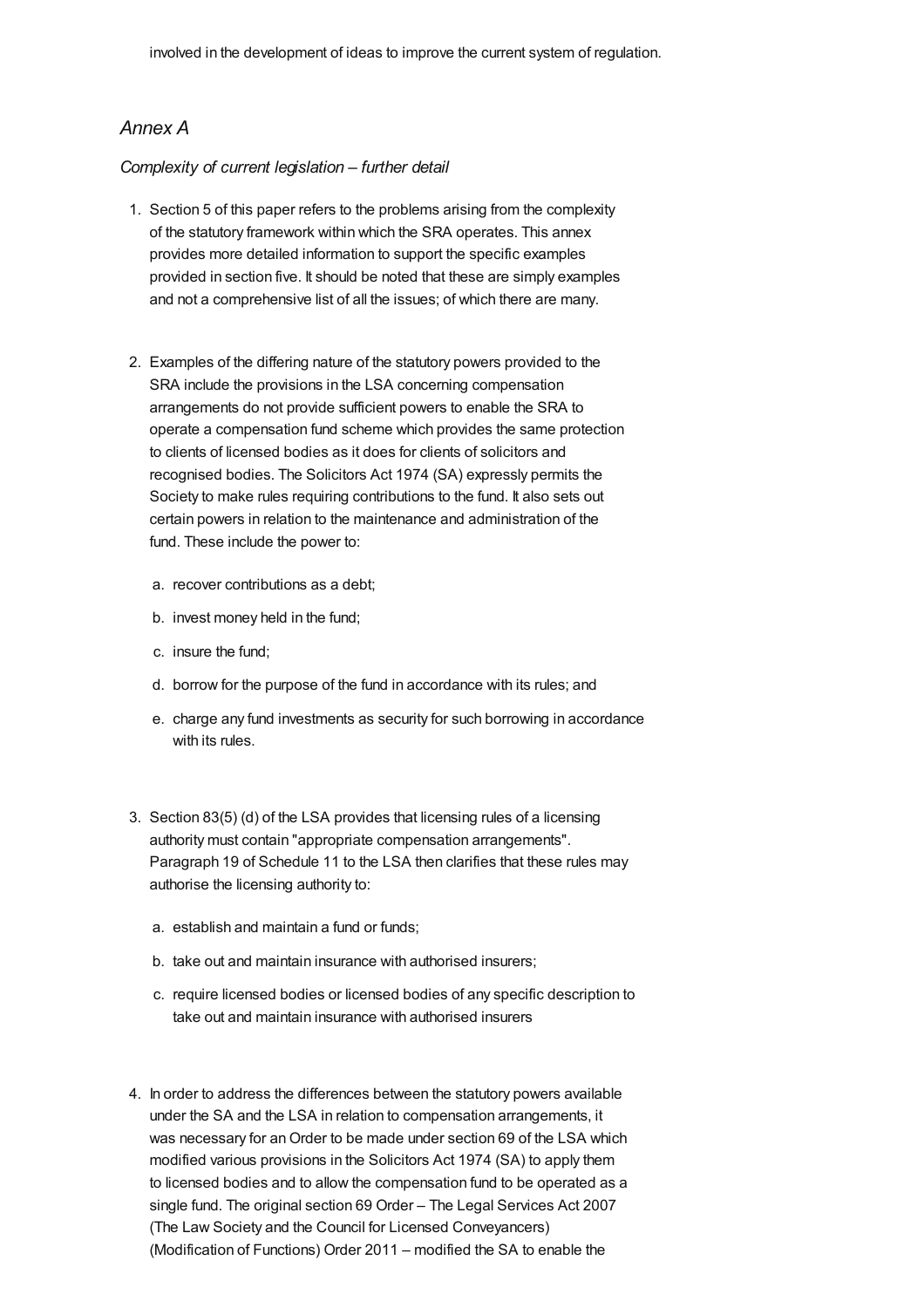involved in the development of ideas to improve the current system of regulation.

## *Annex A*

### *Complexity of current legislation – further detail*

1. Section 5 of this paper refers to the problems arising from the complexity of the statutory framework within which the SRA operates. This annex provides more detailed information to support the specific examples provided in section five. It should be noted that these are simply examples and not a comprehensive list of all the issues; of which there are many.

2. Examples of the differing nature of the statutory powers provided to the SRA include the provisions in the LSA concerning compensation arrangements do not provide sufficient powers to enable the SRA to operate a compensation fund scheme which provides the same protection to clients of licensed bodies as it does for clients of solicitors and recognised bodies. The Solicitors Act 1974 (SA) expressly permits the Society to make rules requiring contributions to the fund. It also sets out certain powers in relation to the maintenance and administration of the fund. These include the power to:

   a. recover contributions as a debt;

   b. invest money held in the fund;

   c. insure the fund;

   d. borrow for the purpose of the fund in accordance with its rules; and

   e. charge any fund investments as security for such borrowing in accordance with its rules.

3. Section 83(5) (d) of the LSA provides that licensing rules of a licensing authority must contain "appropriate compensation arrangements". Paragraph 19 of Schedule 11 to the LSA then clarifies that these rules may authorise the licensing authority to:

   a. establish and maintain a fund or funds;

   b. take out and maintain insurance with authorised insurers;

   c. require licensed bodies or licensed bodies of any specific description to take out and maintain insurance with authorised insurers

4. In order to address the differences between the statutory powers available under the SA and the LSA in relation to compensation arrangements, it was necessary for an Order to be made under section 69 of the LSA which modified various provisions in the Solicitors Act 1974 (SA) to apply them to licensed bodies and to allow the compensation fund to be operated as a single fund. The original section 69 Order – The Legal Services Act 2007 (The Law Society and the Council for Licensed Conveyancers) (Modification of Functions) Order 2011 – modified the SA to enable the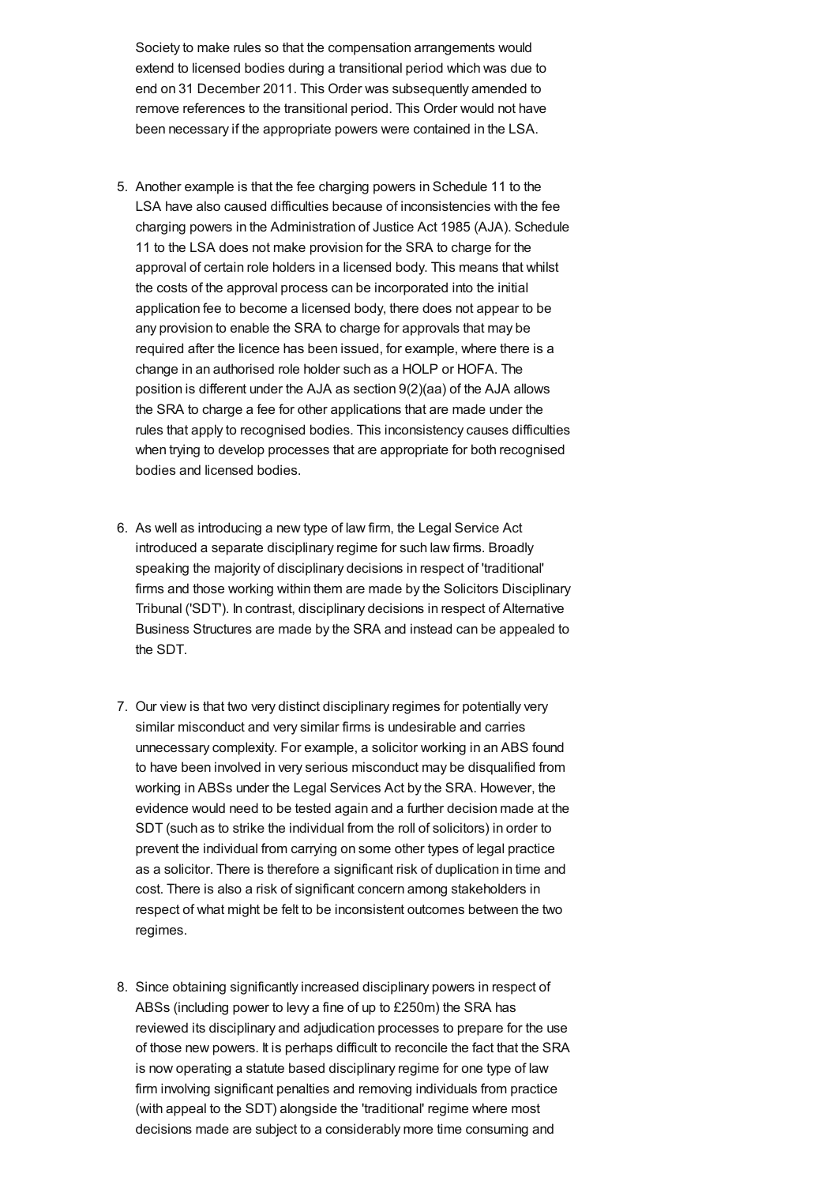Society to make rules so that the compensation arrangements would extend to licensed bodies during a transitional period which was due to end on 31 December 2011. This Order was subsequently amended to remove references to the transitional period. This Order would not have been necessary if the appropriate powers were contained in the LSA.

5. Another example is that the fee charging powers in Schedule 11 to the LSA have also caused difficulties because of inconsistencies with the fee charging powers in the Administration of Justice Act 1985 (AJA). Schedule 11 to the LSA does not make provision for the SRA to charge for the approval of certain role holders in a licensed body. This means that whilst the costs of the approval process can be incorporated into the initial application fee to become a licensed body, there does not appear to be any provision to enable the SRA to charge for approvals that may be required after the licence has been issued, for example, where there is a change in an authorised role holder such as a HOLP or HOFA. The position is different under the AJA as section 9(2)(aa) of the AJA allows the SRA to charge a fee for other applications that are made under the rules that apply to recognised bodies. This inconsistency causes difficulties when trying to develop processes that are appropriate for both recognised bodies and licensed bodies.

6. As well as introducing a new type of law firm, the Legal Service Act introduced a separate disciplinary regime for such law firms. Broadly speaking the majority of disciplinary decisions in respect of 'traditional' firms and those working within them are made by the Solicitors Disciplinary Tribunal ('SDT'). In contrast, disciplinary decisions in respect of Alternative Business Structures are made by the SRA and instead can be appealed to the SDT.

7. Our view is that two very distinct disciplinary regimes for potentially very similar misconduct and very similar firms is undesirable and carries unnecessary complexity. For example, a solicitor working in an ABS found to have been involved in very serious misconduct may be disqualified from working in ABSs under the Legal Services Act by the SRA. However, the evidence would need to be tested again and a further decision made at the SDT (such as to strike the individual from the roll of solicitors) in order to prevent the individual from carrying on some other types of legal practice as a solicitor. There is therefore a significant risk of duplication in time and cost. There is also a risk of significant concern among stakeholders in respect of what might be felt to be inconsistent outcomes between the two regimes.

8. Since obtaining significantly increased disciplinary powers in respect of ABSs (including power to levy a fine of up to £250m) the SRA has reviewed its disciplinary and adjudication processes to prepare for the use of those new powers. It is perhaps difficult to reconcile the fact that the SRA is now operating a statute based disciplinary regime for one type of law firm involving significant penalties and removing individuals from practice (with appeal to the SDT) alongside the 'traditional' regime where most decisions made are subject to a considerably more time consuming and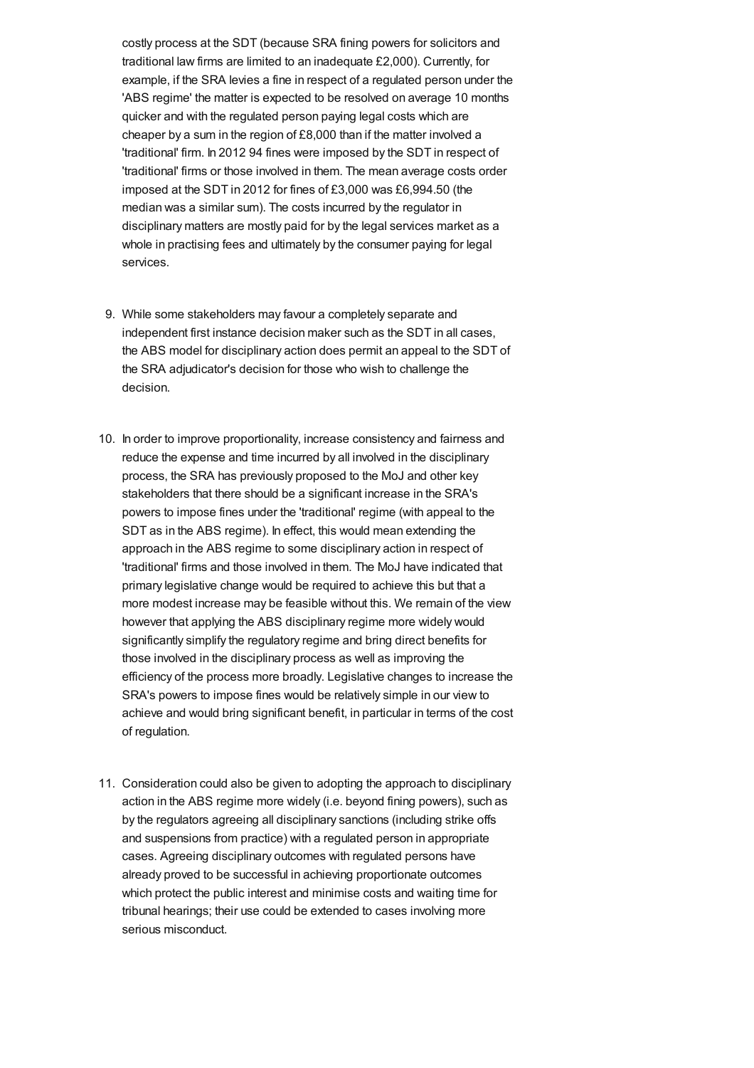costly process at the SDT (because SRA fining powers for solicitors and traditional law firms are limited to an inadequate £2,000). Currently, for example, if the SRA levies a fine in respect of a regulated person under the 'ABS regime' the matter is expected to be resolved on average 10 months quicker and with the regulated person paying legal costs which are cheaper by a sum in the region of £8,000 than if the matter involved a 'traditional' firm. In 2012 94 fines were imposed by the SDT in respect of 'traditional' firms or those involved in them. The mean average costs order imposed at the SDT in 2012 for fines of £3,000 was £6,994.50 (the median was a similar sum). The costs incurred by the regulator in disciplinary matters are mostly paid for by the legal services market as a whole in practising fees and ultimately by the consumer paying for legal services.

9. While some stakeholders may favour a completely separate and independent first instance decision maker such as the SDT in all cases, the ABS model for disciplinary action does permit an appeal to the SDT of the SRA adjudicator's decision for those who wish to challenge the decision.

10. In order to improve proportionality, increase consistency and fairness and reduce the expense and time incurred by all involved in the disciplinary process, the SRA has previously proposed to the MoJ and other key stakeholders that there should be a significant increase in the SRA's powers to impose fines under the 'traditional' regime (with appeal to the SDT as in the ABS regime). In effect, this would mean extending the approach in the ABS regime to some disciplinary action in respect of 'traditional' firms and those involved in them. The MoJ have indicated that primary legislative change would be required to achieve this but that a more modest increase may be feasible without this. We remain of the view however that applying the ABS disciplinary regime more widely would significantly simplify the regulatory regime and bring direct benefits for those involved in the disciplinary process as well as improving the efficiency of the process more broadly. Legislative changes to increase the SRA's powers to impose fines would be relatively simple in our view to achieve and would bring significant benefit, in particular in terms of the cost of regulation.

11. Consideration could also be given to adopting the approach to disciplinary action in the ABS regime more widely (i.e. beyond fining powers), such as by the regulators agreeing all disciplinary sanctions (including strike offs and suspensions from practice) with a regulated person in appropriate cases. Agreeing disciplinary outcomes with regulated persons have already proved to be successful in achieving proportionate outcomes which protect the public interest and minimise costs and waiting time for tribunal hearings; their use could be extended to cases involving more serious misconduct.